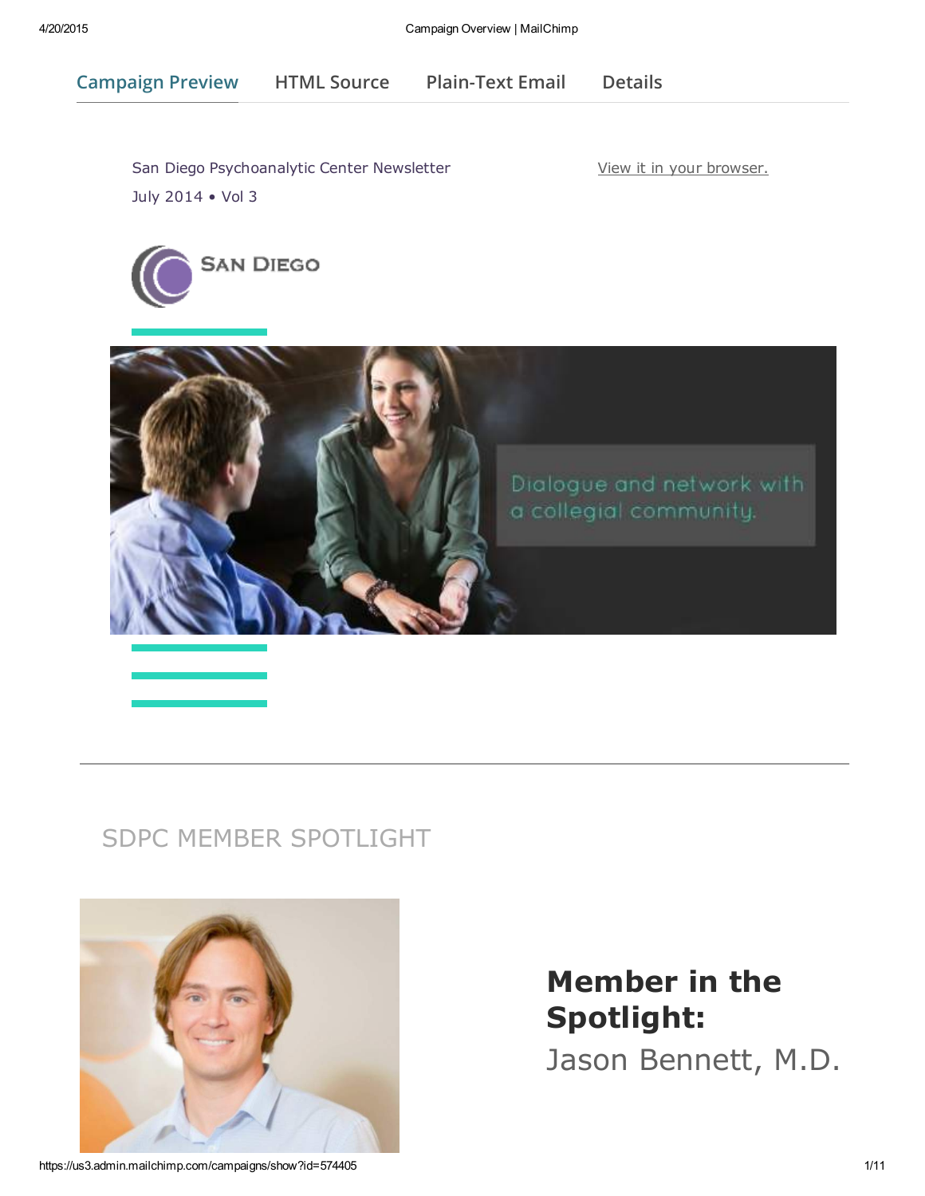Campaign Preview | HTML Source | Plain-Text Email | Details

San Diego Psychoanalytic Center Newsletter

July 2014 • Vol 3

View it in your browser.

SAN DIEGO

Dialogue and network with a collegial community.

## SDPC MEMBER SPOTLIGHT

# Member in the Spotlight:

## Jason Bennett, M.D.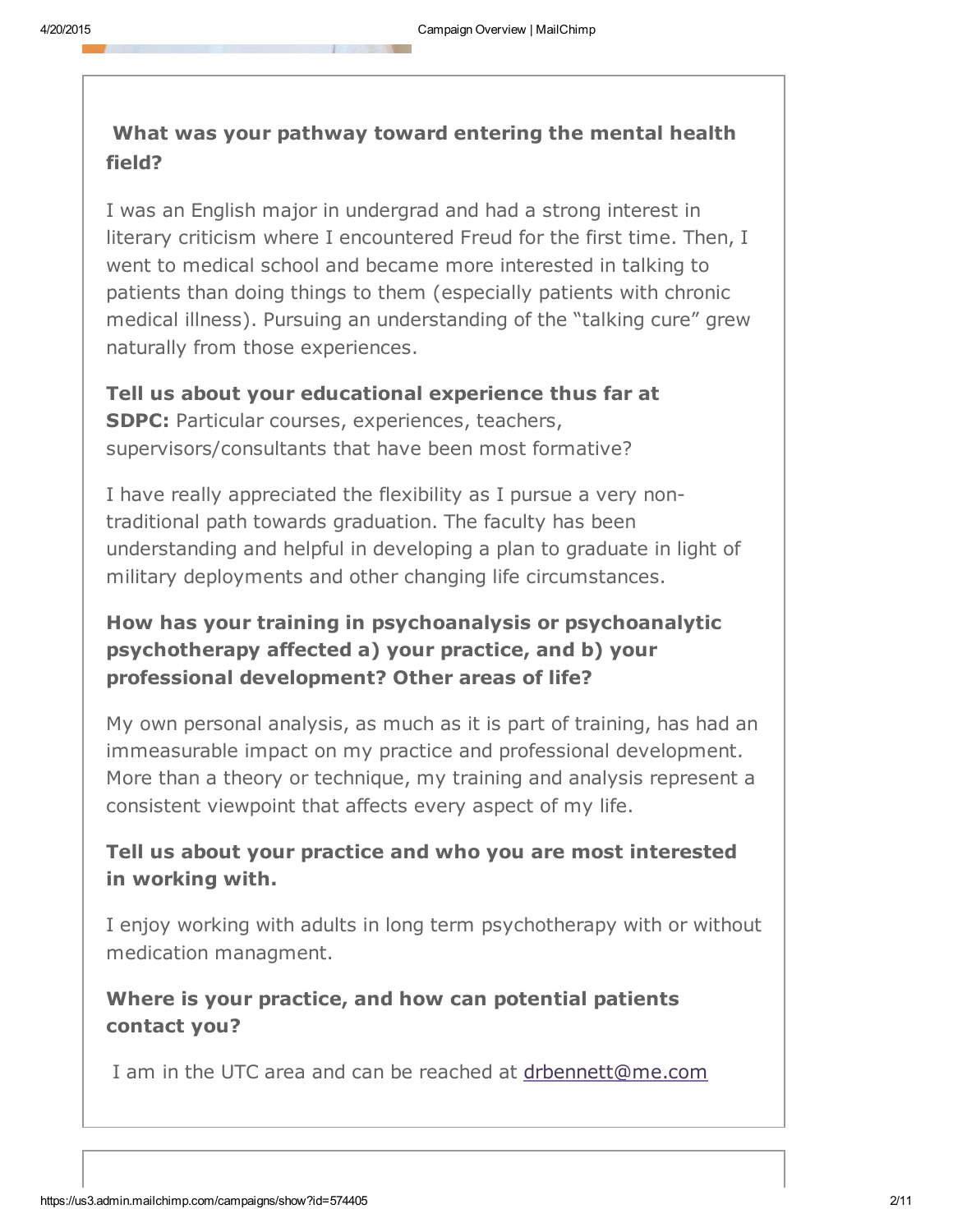**What was your pathway toward entering the mental health field?**

I was an English major in undergrad and had a strong interest in literary criticism where I encountered Freud for the first time. Then, I went to medical school and became more interested in talking to patients than doing things to them (especially patients with chronic medical illness). Pursuing an understanding of the "talking cure" grew naturally from those experiences.

**Tell us about your educational experience thus far at SDPC:** Particular courses, experiences, teachers, supervisors/consultants that have been most formative?

I have really appreciated the flexibility as I pursue a very non-traditional path towards graduation. The faculty has been understanding and helpful in developing a plan to graduate in light of military deployments and other changing life circumstances.

**How has your training in psychoanalysis or psychoanalytic psychotherapy affected a) your practice, and b) your professional development? Other areas of life?**

My own personal analysis, as much as it is part of training, has had an immeasurable impact on my practice and professional development. More than a theory or technique, my training and analysis represent a consistent viewpoint that affects every aspect of my life.

**Tell us about your practice and who you are most interested in working with.**

I enjoy working with adults in long term psychotherapy with or without medication managment.

**Where is your practice, and how can potential patients contact you?**

I am in the UTC area and can be reached at drbennett@me.com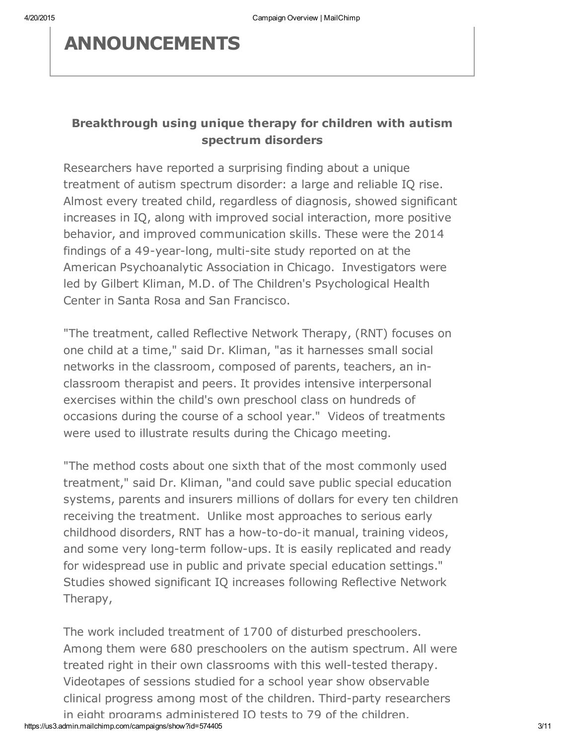# ANNOUNCEMENTS

### Breakthrough using unique therapy for children with autism spectrum disorders

Researchers have reported a surprising finding about a unique treatment of autism spectrum disorder: a large and reliable IQ rise. Almost every treated child, regardless of diagnosis, showed significant increases in IQ, along with improved social interaction, more positive behavior, and improved communication skills. These were the 2014 findings of a 49-year-long, multi-site study reported on at the American Psychoanalytic Association in Chicago. Investigators were led by Gilbert Kliman, M.D. of The Children's Psychological Health Center in Santa Rosa and San Francisco.

"The treatment, called Reflective Network Therapy, (RNT) focuses on one child at a time," said Dr. Kliman, "as it harnesses small social networks in the classroom, composed of parents, teachers, an in-classroom therapist and peers. It provides intensive interpersonal exercises within the child's own preschool class on hundreds of occasions during the course of a school year." Videos of treatments were used to illustrate results during the Chicago meeting.

"The method costs about one sixth that of the most commonly used treatment," said Dr. Kliman, "and could save public special education systems, parents and insurers millions of dollars for every ten children receiving the treatment. Unlike most approaches to serious early childhood disorders, RNT has a how-to-do-it manual, training videos, and some very long-term follow-ups. It is easily replicated and ready for widespread use in public and private special education settings." Studies showed significant IQ increases following Reflective Network Therapy,

The work included treatment of 1700 of disturbed preschoolers. Among them were 680 preschoolers on the autism spectrum. All were treated right in their own classrooms with this well-tested therapy. Videotapes of sessions studied for a school year show observable clinical progress among most of the children. Third-party researchers in eight programs administered IQ tests to 79 of the children.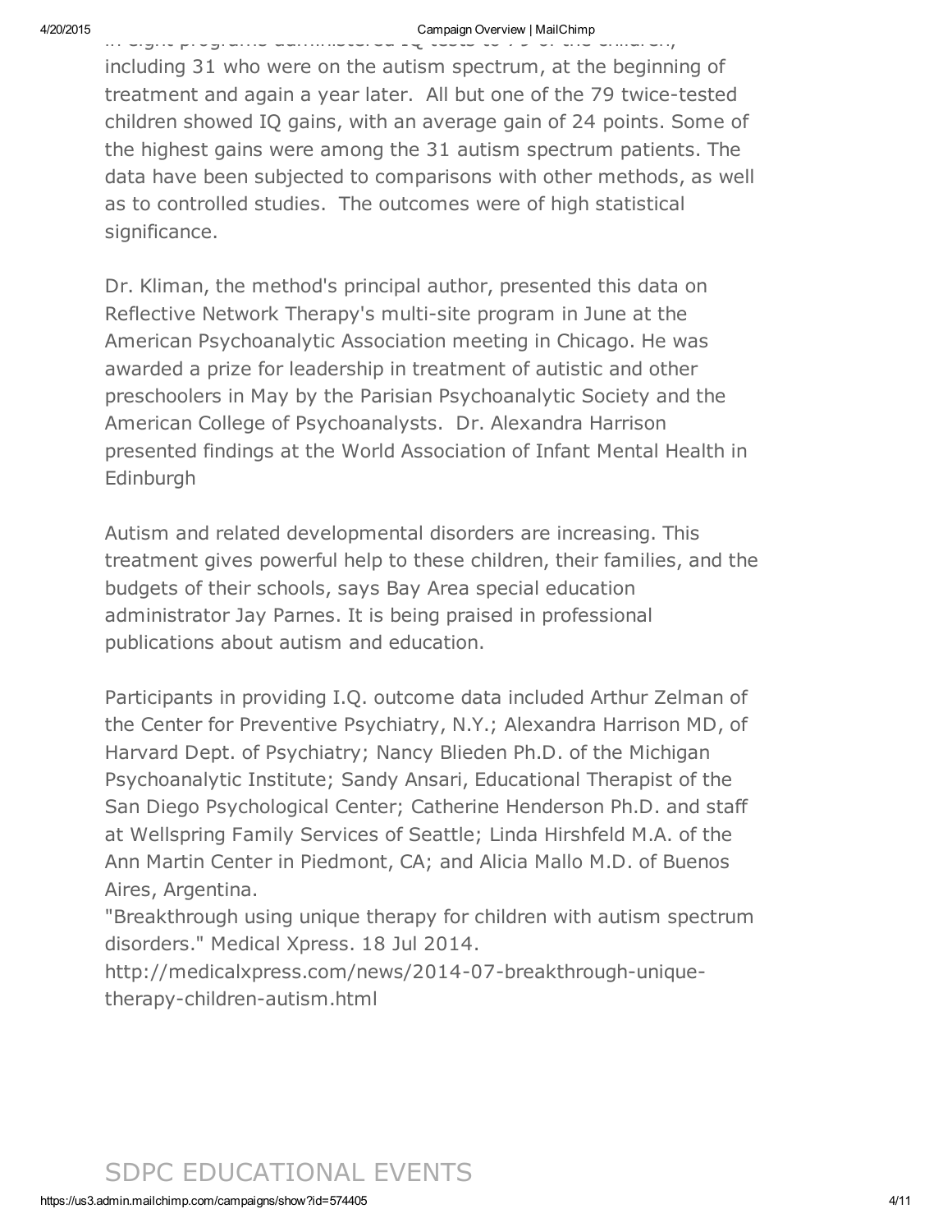In eight programs administered IQ tests to 79 of the children, including 31 who were on the autism spectrum, at the beginning of treatment and again a year later. All but one of the 79 twice-tested children showed IQ gains, with an average gain of 24 points. Some of the highest gains were among the 31 autism spectrum patients. The data have been subjected to comparisons with other methods, as well as to controlled studies. The outcomes were of high statistical significance.

Dr. Kliman, the method's principal author, presented this data on Reflective Network Therapy's multi-site program in June at the American Psychoanalytic Association meeting in Chicago. He was awarded a prize for leadership in treatment of autistic and other preschoolers in May by the Parisian Psychoanalytic Society and the American College of Psychoanalysts. Dr. Alexandra Harrison presented findings at the World Association of Infant Mental Health in Edinburgh

Autism and related developmental disorders are increasing. This treatment gives powerful help to these children, their families, and the budgets of their schools, says Bay Area special education administrator Jay Parnes. It is being praised in professional publications about autism and education.

Participants in providing I.Q. outcome data included Arthur Zelman of the Center for Preventive Psychiatry, N.Y.; Alexandra Harrison MD, of Harvard Dept. of Psychiatry; Nancy Blieden Ph.D. of the Michigan Psychoanalytic Institute; Sandy Ansari, Educational Therapist of the San Diego Psychological Center; Catherine Henderson Ph.D. and staff at Wellspring Family Services of Seattle; Linda Hirshfeld M.A. of the Ann Martin Center in Piedmont, CA; and Alicia Mallo M.D. of Buenos Aires, Argentina.
"Breakthrough using unique therapy for children with autism spectrum disorders." Medical Xpress. 18 Jul 2014.
http://medicalxpress.com/news/2014-07-breakthrough-unique-therapy-children-autism.html

## SDPC EDUCATIONAL EVENTS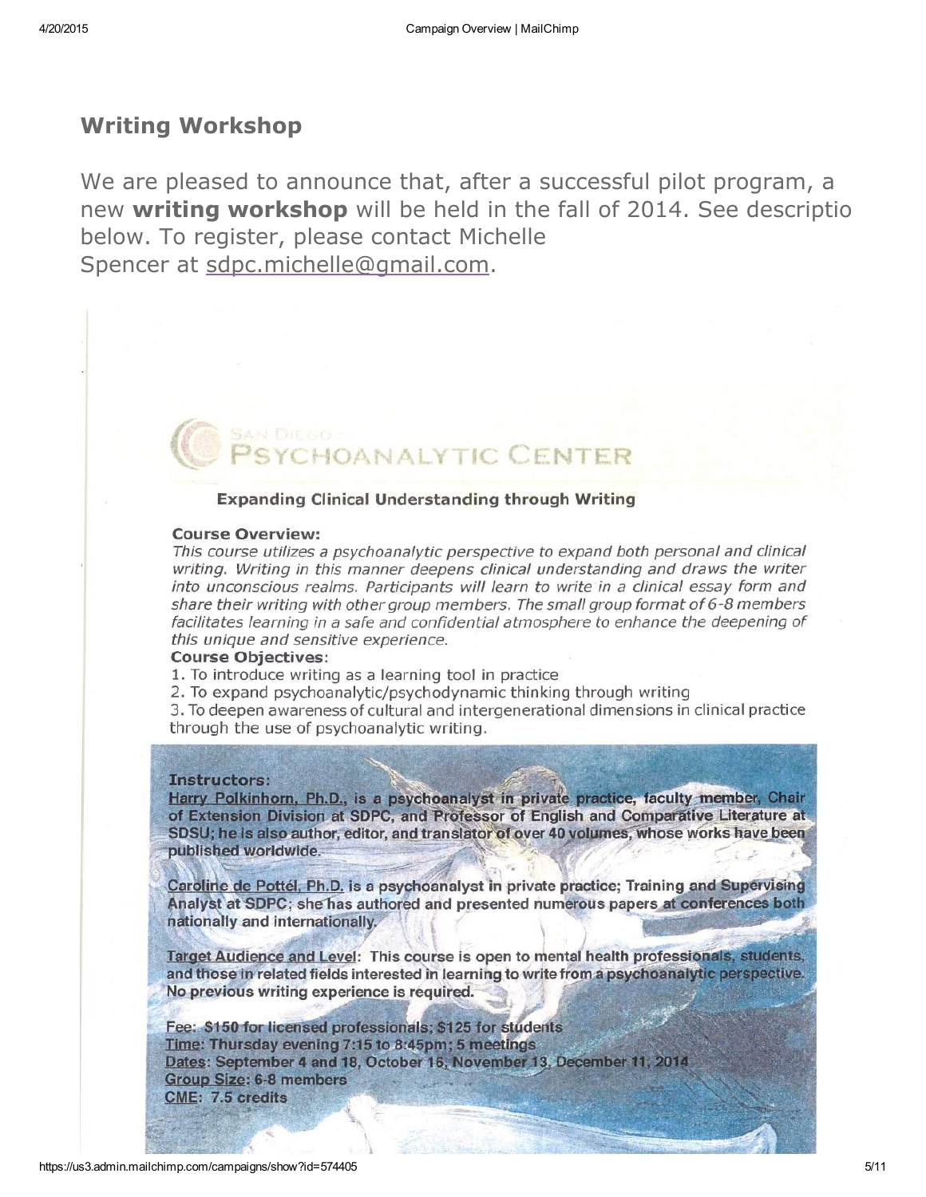## Writing Workshop

We are pleased to announce that, after a successful pilot program, a new **writing workshop** will be held in the fall of 2014. See descriptio below. To register, please contact Michelle Spencer at sdpc.michelle@gmail.com.

SAN DIEGO PSYCHOANALYTIC CENTER

### Expanding Clinical Understanding through Writing

**Course Overview:**

*This course utilizes a psychoanalytic perspective to expand both personal and clinical writing. Writing in this manner deepens clinical understanding and draws the writer into unconscious realms. Participants will learn to write in a clinical essay form and share their writing with other group members. The small group format of 6-8 members facilitates learning in a safe and confidential atmosphere to enhance the deepening of this unique and sensitive experience.*

**Course Objectives:**

1. To introduce writing as a learning tool in practice
2. To expand psychoanalytic/psychodynamic thinking through writing
3. To deepen awareness of cultural and intergenerational dimensions in clinical practice through the use of psychoanalytic writing.

**Instructors:**

**Harry Polkinhorn, Ph.D., is a psychoanalyst in private practice, faculty member, Chair of Extension Division at SDPC, and Professor of English and Comparative Literature at SDSU; he is also author, editor, and translator of over 40 volumes, whose works have been published worldwide.**

**Caroline de Pottél, Ph.D. is a psychoanalyst in private practice; Training and Supervising Analyst at SDPC; she has authored and presented numerous papers at conferences both nationally and internationally.**

**Target Audience and Level: This course is open to mental health professionals, students, and those in related fields interested in learning to write from a psychoanalytic perspective. No previous writing experience is required.**

**Fee: $150 for licensed professionals; $125 for students**
**Time: Thursday evening 7:15 to 8:45pm; 5 meetings**
**Dates: September 4 and 18, October 16, November 13, December 11, 2014**
**Group Size: 6-8 members**
**CME: 7.5 credits**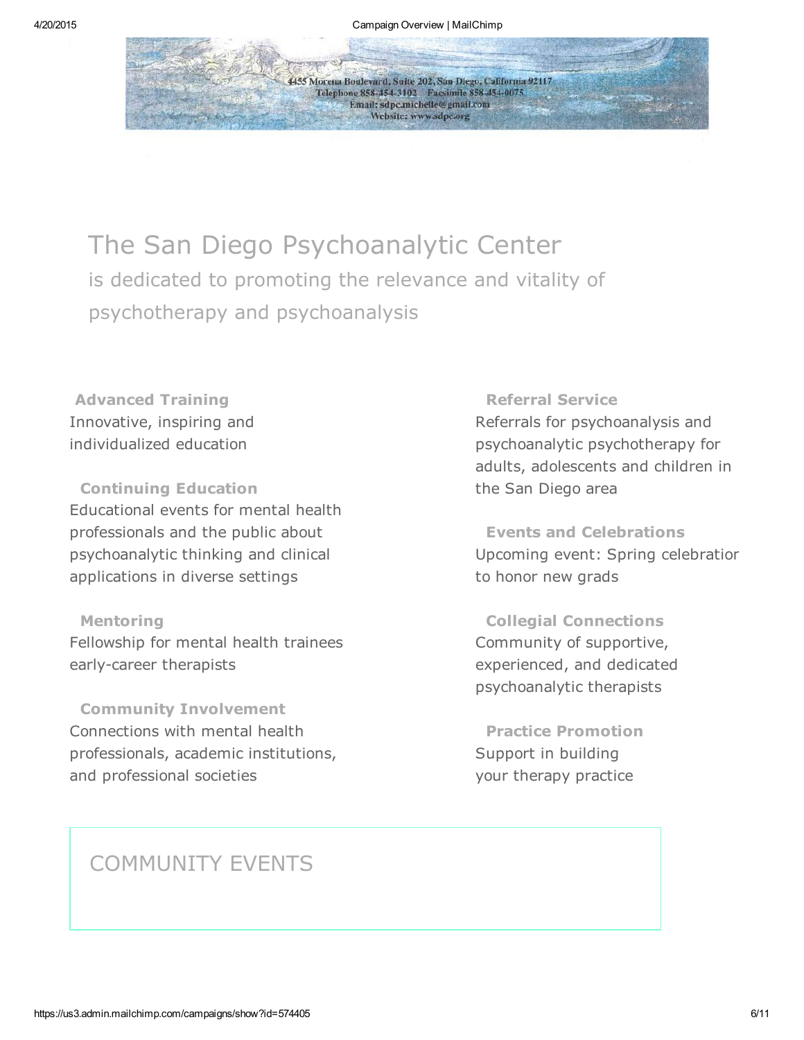4455 Morena Boulevard, Suite 202, San Diego, California 92117
Telephone 858-454-3102 Facsimile 858-454-0075
Email: sdpc.michelle@gmail.com
Website: www.sdpc.org

# The San Diego Psychoanalytic Center

is dedicated to promoting the relevance and vitality of psychotherapy and psychoanalysis

**Advanced Training**
Innovative, inspiring and individualized education

**Continuing Education**
Educational events for mental health professionals and the public about psychoanalytic thinking and clinical applications in diverse settings

**Mentoring**
Fellowship for mental health trainees early-career therapists

**Community Involvement**
Connections with mental health professionals, academic institutions, and professional societies

**Referral Service**
Referrals for psychoanalysis and psychoanalytic psychotherapy for adults, adolescents and children in the San Diego area

**Events and Celebrations**
Upcoming event: Spring celebratior to honor new grads

**Collegial Connections**
Community of supportive, experienced, and dedicated psychoanalytic therapists

**Practice Promotion**
Support in building your therapy practice

## COMMUNITY EVENTS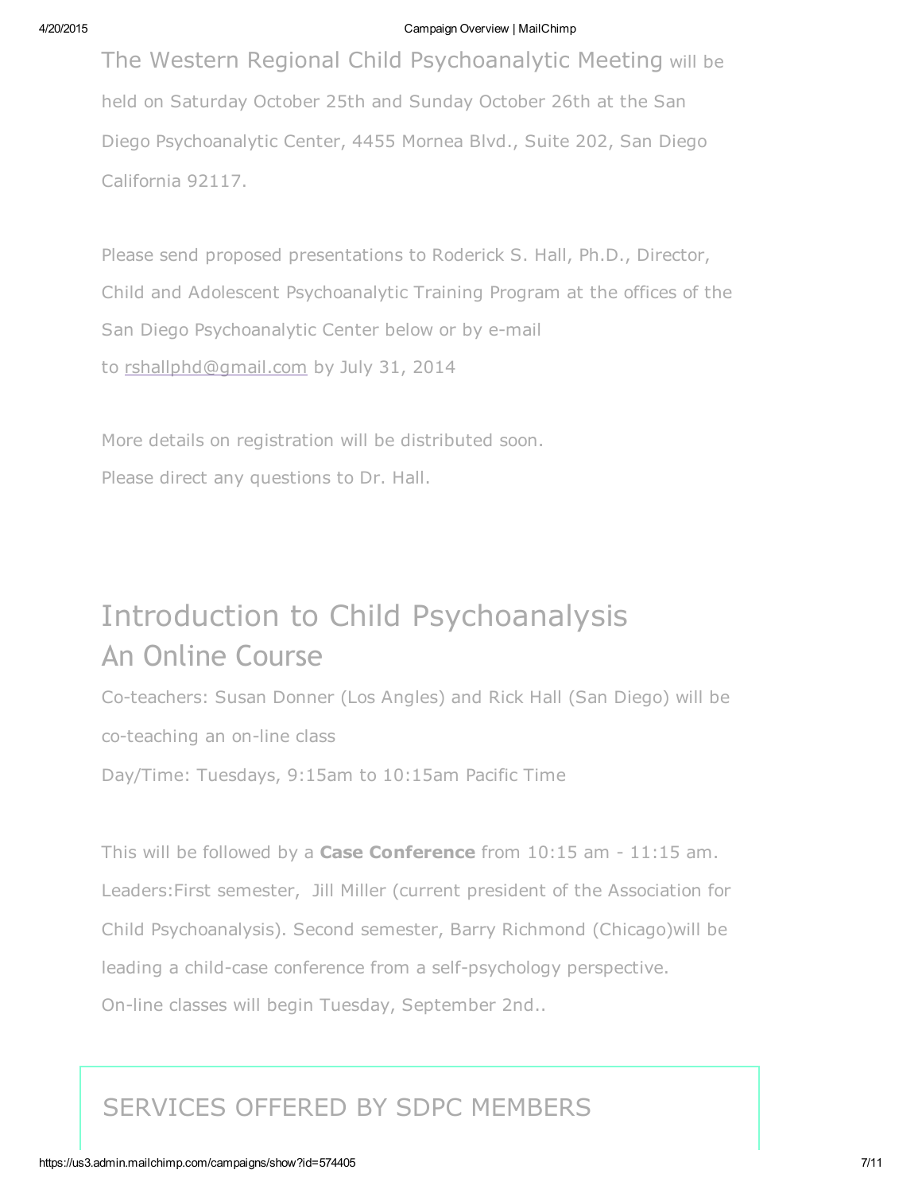The Western Regional Child Psychoanalytic Meeting will be held on Saturday October 25th and Sunday October 26th at the San Diego Psychoanalytic Center, 4455 Mornea Blvd., Suite 202, San Diego California 92117.

Please send proposed presentations to Roderick S. Hall, Ph.D., Director, Child and Adolescent Psychoanalytic Training Program at the offices of the San Diego Psychoanalytic Center below or by e-mail to rshallphd@gmail.com by July 31, 2014

More details on registration will be distributed soon.
Please direct any questions to Dr. Hall.

# Introduction to Child Psychoanalysis
## An Online Course

Co-teachers: Susan Donner (Los Angles) and Rick Hall (San Diego) will be co-teaching an on-line class
Day/Time: Tuesdays, 9:15am to 10:15am Pacific Time

This will be followed by a **Case Conference** from 10:15 am - 11:15 am.
Leaders:First semester, Jill Miller (current president of the Association for Child Psychoanalysis). Second semester, Barry Richmond (Chicago)will be leading a child-case conference from a self-psychology perspective.
On-line classes will begin Tuesday, September 2nd..

## SERVICES OFFERED BY SDPC MEMBERS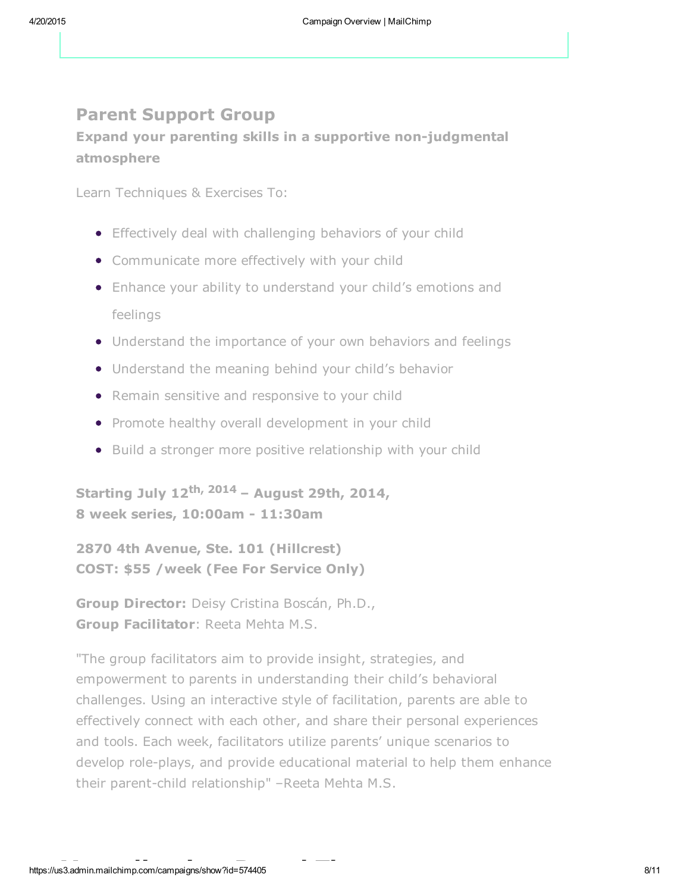## Parent Support Group

### Expand your parenting skills in a supportive non-judgmental atmosphere

Learn Techniques & Exercises To:

- Effectively deal with challenging behaviors of your child
- Communicate more effectively with your child
- Enhance your ability to understand your child's emotions and feelings
- Understand the importance of your own behaviors and feelings
- Understand the meaning behind your child's behavior
- Remain sensitive and responsive to your child
- Promote healthy overall development in your child
- Build a stronger more positive relationship with your child

**Starting July 12th, 2014 – August 29th, 2014,**
**8 week series, 10:00am - 11:30am**

**2870 4th Avenue, Ste. 101 (Hillcrest)**
**COST: $55 /week (Fee For Service Only)**

**Group Director:** Deisy Cristina Boscán, Ph.D.,
**Group Facilitator**: Reeta Mehta M.S.

"The group facilitators aim to provide insight, strategies, and empowerment to parents in understanding their child's behavioral challenges. Using an interactive style of facilitation, parents are able to effectively connect with each other, and share their personal experiences and tools. Each week, facilitators utilize parents' unique scenarios to develop role-plays, and provide educational material to help them enhance their parent-child relationship" –Reeta Mehta M.S.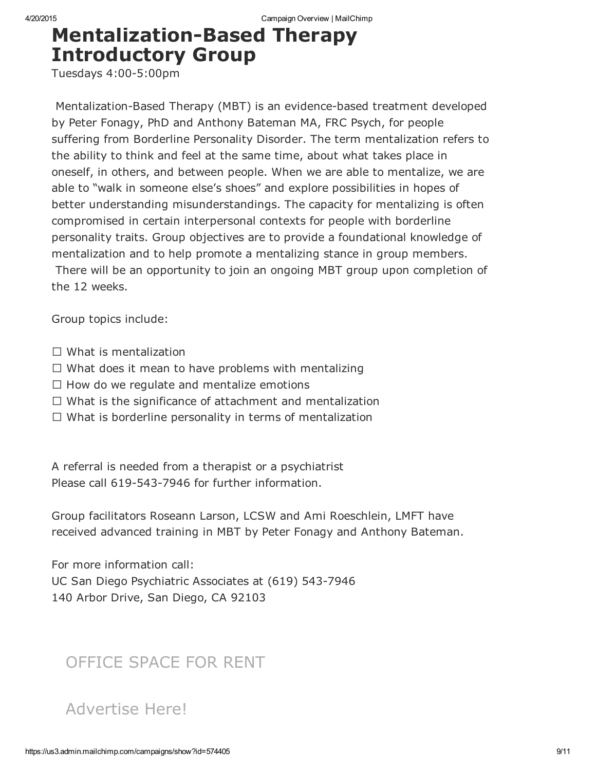# Mentalization-Based Therapy Introductory Group

Tuesdays 4:00-5:00pm

Mentalization-Based Therapy (MBT) is an evidence-based treatment developed by Peter Fonagy, PhD and Anthony Bateman MA, FRC Psych, for people suffering from Borderline Personality Disorder. The term mentalization refers to the ability to think and feel at the same time, about what takes place in oneself, in others, and between people. When we are able to mentalize, we are able to "walk in someone else's shoes" and explore possibilities in hopes of better understanding misunderstandings. The capacity for mentalizing is often compromised in certain interpersonal contexts for people with borderline personality traits. Group objectives are to provide a foundational knowledge of mentalization and to help promote a mentalizing stance in group members. There will be an opportunity to join an ongoing MBT group upon completion of the 12 weeks.

Group topics include:

- ☐ What is mentalization
- ☐ What does it mean to have problems with mentalizing
- ☐ How do we regulate and mentalize emotions
- ☐ What is the significance of attachment and mentalization
- ☐ What is borderline personality in terms of mentalization

A referral is needed from a therapist or a psychiatrist
Please call 619-543-7946 for further information.

Group facilitators Roseann Larson, LCSW and Ami Roeschlein, LMFT have received advanced training in MBT by Peter Fonagy and Anthony Bateman.

For more information call:
UC San Diego Psychiatric Associates at (619) 543-7946
140 Arbor Drive, San Diego, CA 92103

## OFFICE SPACE FOR RENT

## Advertise Here!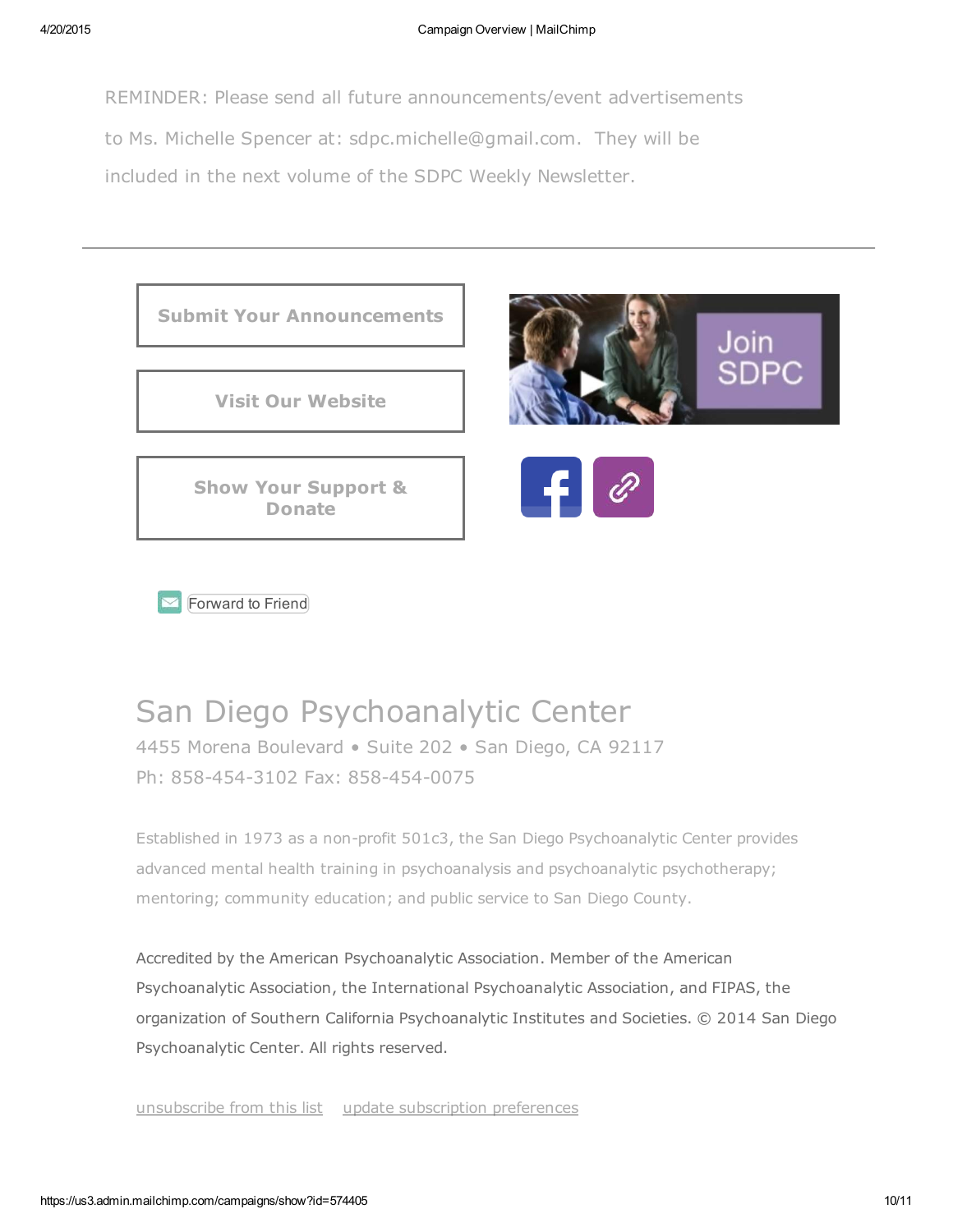REMINDER: Please send all future announcements/event advertisements to Ms. Michelle Spencer at: sdpc.michelle@gmail.com. They will be included in the next volume of the SDPC Weekly Newsletter.

---

**Submit Your Announcements**

**Visit Our Website**

**Show Your Support & Donate**

Join SDPC

Forward to Friend

# San Diego Psychoanalytic Center

4455 Morena Boulevard • Suite 202 • San Diego, CA 92117

Ph: 858-454-3102 Fax: 858-454-0075

Established in 1973 as a non-profit 501c3, the San Diego Psychoanalytic Center provides advanced mental health training in psychoanalysis and psychoanalytic psychotherapy; mentoring; community education; and public service to San Diego County.

Accredited by the American Psychoanalytic Association. Member of the American Psychoanalytic Association, the International Psychoanalytic Association, and FIPAS, the organization of Southern California Psychoanalytic Institutes and Societies. © 2014 San Diego Psychoanalytic Center. All rights reserved.

unsubscribe from this list update subscription preferences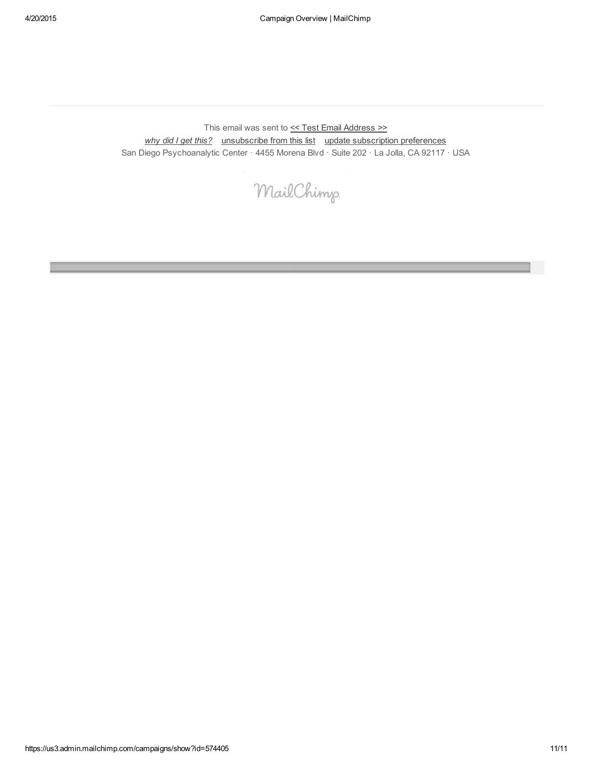This email was sent to << Test Email Address >>

*why did I get this?* unsubscribe from this list update subscription preferences

San Diego Psychoanalytic Center · 4455 Morena Blvd · Suite 202 · La Jolla, CA 92117 · USA

MailChimp